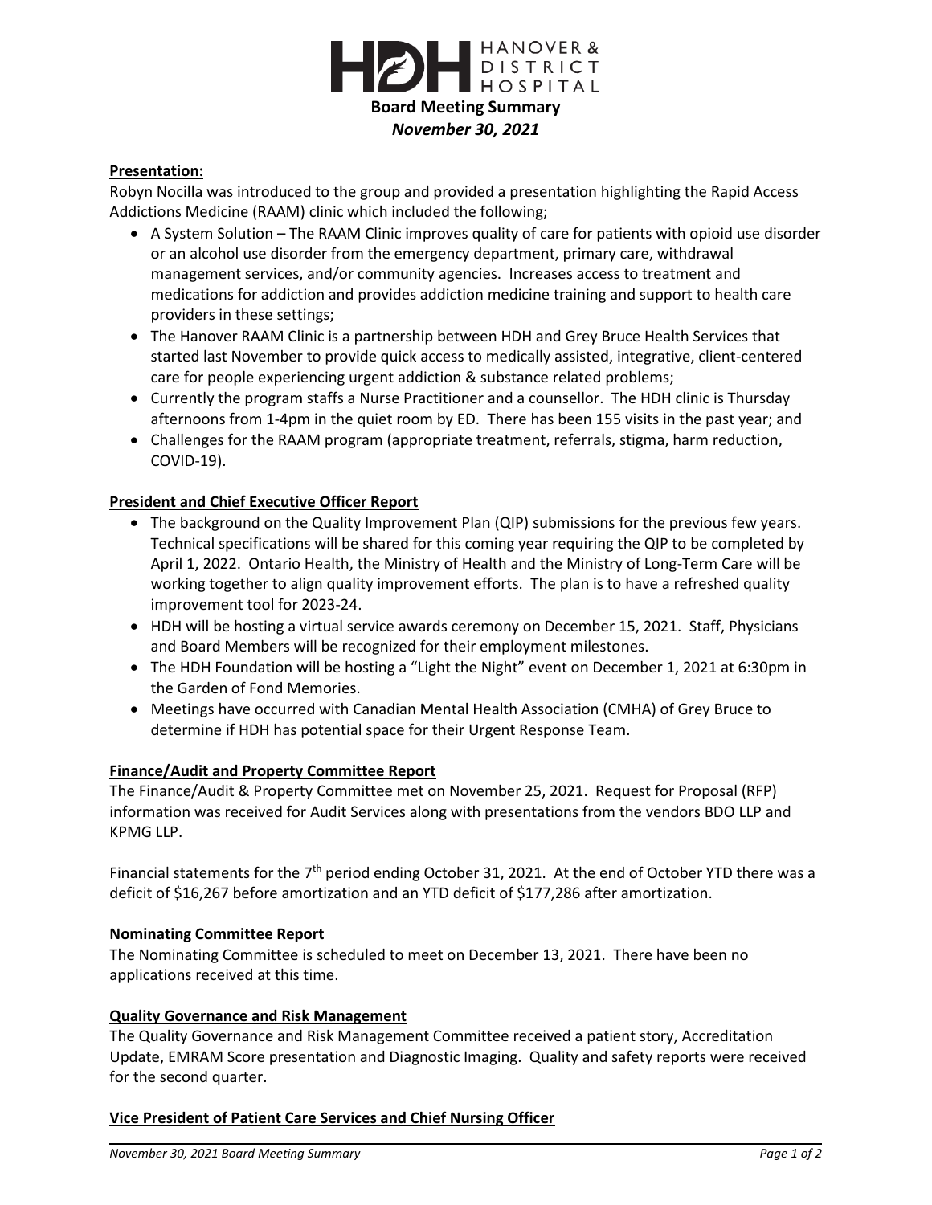# HANOVER & DISTRICT HOSPITAL

## Board Meeting Summary

***November 30, 2021***

**Presentation:**

Robyn Nocilla was introduced to the group and provided a presentation highlighting the Rapid Access Addictions Medicine (RAAM) clinic which included the following;

- A System Solution – The RAAM Clinic improves quality of care for patients with opioid use disorder or an alcohol use disorder from the emergency department, primary care, withdrawal management services, and/or community agencies. Increases access to treatment and medications for addiction and provides addiction medicine training and support to health care providers in these settings;
- The Hanover RAAM Clinic is a partnership between HDH and Grey Bruce Health Services that started last November to provide quick access to medically assisted, integrative, client-centered care for people experiencing urgent addiction & substance related problems;
- Currently the program staffs a Nurse Practitioner and a counsellor. The HDH clinic is Thursday afternoons from 1-4pm in the quiet room by ED. There has been 155 visits in the past year; and
- Challenges for the RAAM program (appropriate treatment, referrals, stigma, harm reduction, COVID-19).

**President and Chief Executive Officer Report**

- The background on the Quality Improvement Plan (QIP) submissions for the previous few years. Technical specifications will be shared for this coming year requiring the QIP to be completed by April 1, 2022. Ontario Health, the Ministry of Health and the Ministry of Long-Term Care will be working together to align quality improvement efforts. The plan is to have a refreshed quality improvement tool for 2023-24.
- HDH will be hosting a virtual service awards ceremony on December 15, 2021. Staff, Physicians and Board Members will be recognized for their employment milestones.
- The HDH Foundation will be hosting a "Light the Night" event on December 1, 2021 at 6:30pm in the Garden of Fond Memories.
- Meetings have occurred with Canadian Mental Health Association (CMHA) of Grey Bruce to determine if HDH has potential space for their Urgent Response Team.

**Finance/Audit and Property Committee Report**

The Finance/Audit & Property Committee met on November 25, 2021. Request for Proposal (RFP) information was received for Audit Services along with presentations from the vendors BDO LLP and KPMG LLP.

Financial statements for the 7th period ending October 31, 2021. At the end of October YTD there was a deficit of $16,267 before amortization and an YTD deficit of $177,286 after amortization.

**Nominating Committee Report**

The Nominating Committee is scheduled to meet on December 13, 2021. There have been no applications received at this time.

**Quality Governance and Risk Management**

The Quality Governance and Risk Management Committee received a patient story, Accreditation Update, EMRAM Score presentation and Diagnostic Imaging. Quality and safety reports were received for the second quarter.

**Vice President of Patient Care Services and Chief Nursing Officer**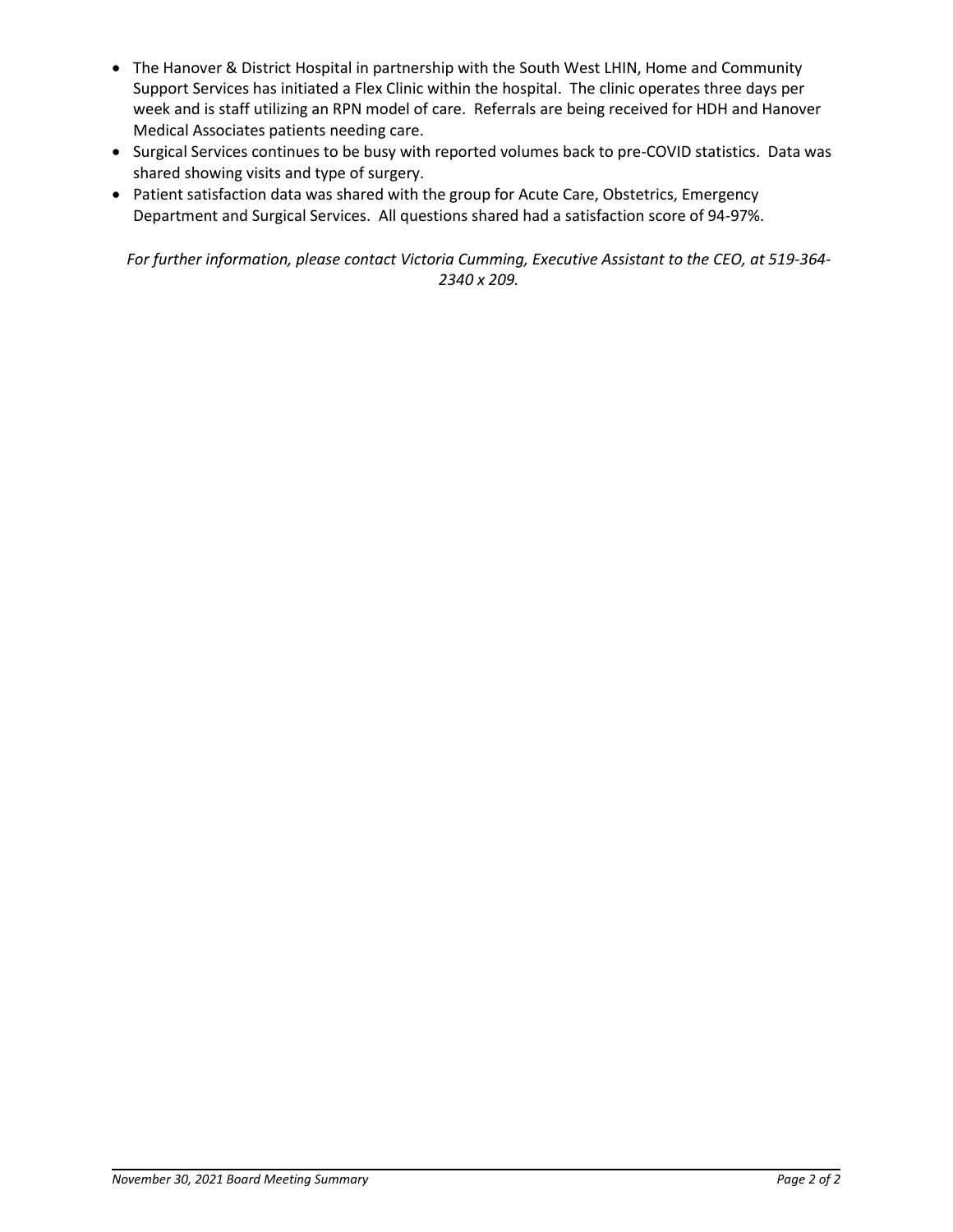- The Hanover & District Hospital in partnership with the South West LHIN, Home and Community Support Services has initiated a Flex Clinic within the hospital. The clinic operates three days per week and is staff utilizing an RPN model of care. Referrals are being received for HDH and Hanover Medical Associates patients needing care.
- Surgical Services continues to be busy with reported volumes back to pre-COVID statistics. Data was shared showing visits and type of surgery.
- Patient satisfaction data was shared with the group for Acute Care, Obstetrics, Emergency Department and Surgical Services. All questions shared had a satisfaction score of 94-97%.

*For further information, please contact Victoria Cumming, Executive Assistant to the CEO, at 519-364-2340 x 209.*